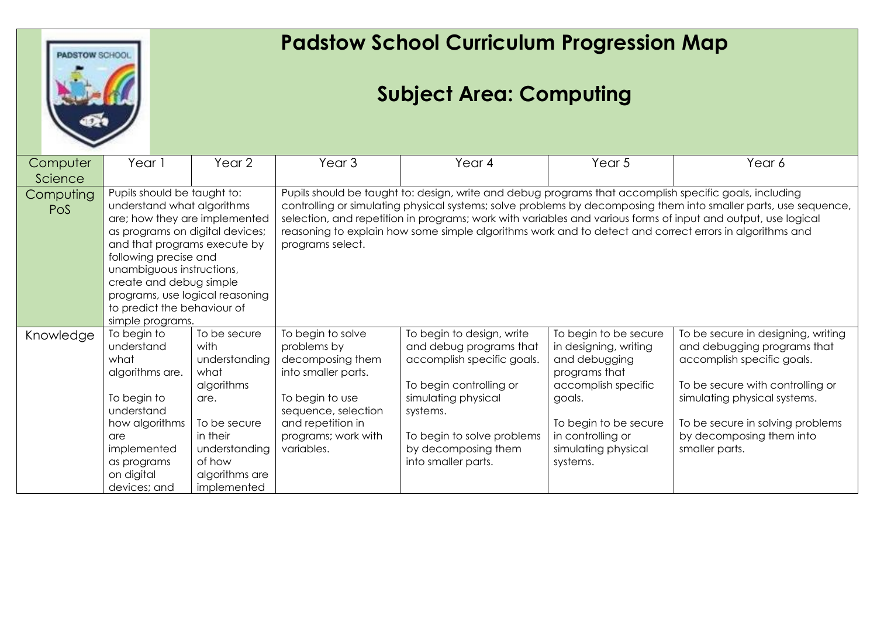# Padstow School Curriculum Progression Map

## Subject Area: Computing

| Computer Science | Year 1 | Year 2 | Year 3 | Year 4 | Year 5 | Year 6 |
|---|---|---|---|---|---|---|
| Computing PoS | Pupils should be taught to: understand what algorithms are; how they are implemented as programs on digital devices; and that programs execute by following precise and unambiguous instructions, create and debug simple programs, use logical reasoning to predict the behaviour of simple programs. | | Pupils should be taught to: design, write and debug programs that accomplish specific goals, including controlling or simulating physical systems; solve problems by decomposing them into smaller parts, use sequence, selection, and repetition in programs; work with variables and various forms of input and output, use logical reasoning to explain how some simple algorithms work and to detect and correct errors in algorithms and programs select. | | | |
| Knowledge | To begin to understand what algorithms are.<br><br>To begin to understand how algorithms are implemented as programs on digital devices; and | To be secure with understanding what algorithms are.<br><br>To be secure in their understanding of how algorithms are implemented | To begin to solve problems by decomposing them into smaller parts.<br><br>To begin to use sequence, selection and repetition in programs; work with variables. | To begin to design, write and debug programs that accomplish specific goals.<br><br>To begin controlling or simulating physical systems.<br><br>To begin to solve problems by decomposing them into smaller parts. | To begin to be secure in designing, writing and debugging programs that accomplish specific goals.<br><br>To begin to be secure in controlling or simulating physical systems. | To be secure in designing, writing and debugging programs that accomplish specific goals.<br><br>To be secure with controlling or simulating physical systems.<br><br>To be secure in solving problems by decomposing them into smaller parts. |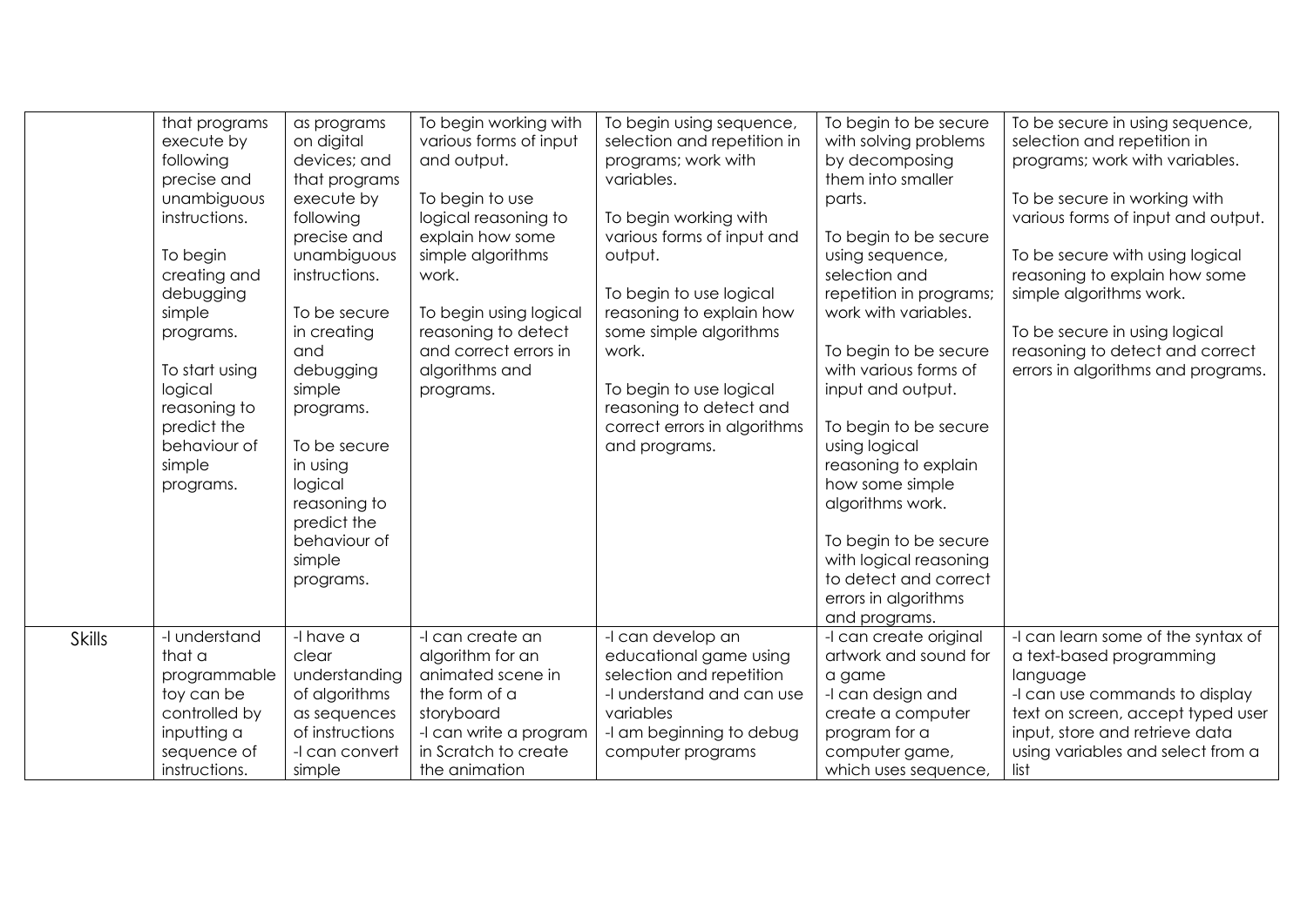| | | | | | | |
|---|---|---|---|---|---|---|
| | that programs execute by following precise and unambiguous instructions.<br><br>To begin creating and debugging simple programs.<br><br>To start using logical reasoning to predict the behaviour of simple programs. | as programs on digital devices; and that programs execute by following precise and unambiguous instructions.<br><br>To be secure in creating and debugging simple programs.<br><br>To be secure in using logical reasoning to predict the behaviour of simple programs. | To begin working with various forms of input and output.<br><br>To begin to use logical reasoning to explain how some simple algorithms work.<br><br>To begin using logical reasoning to detect and correct errors in algorithms and programs. | To begin using sequence, selection and repetition in programs; work with variables.<br><br>To begin working with various forms of input and output.<br><br>To begin to use logical reasoning to explain how some simple algorithms work.<br><br>To begin to use logical reasoning to detect and correct errors in algorithms and programs. | To begin to be secure with solving problems by decomposing them into smaller parts.<br><br>To begin to be secure using sequence, selection and repetition in programs; work with variables.<br><br>To begin to be secure with various forms of input and output.<br><br>To begin to be secure using logical reasoning to explain how some simple algorithms work.<br><br>To begin to be secure with logical reasoning to detect and correct errors in algorithms and programs. | To be secure in using sequence, selection and repetition in programs; work with variables.<br><br>To be secure in working with various forms of input and output.<br><br>To be secure with using logical reasoning to explain how some simple algorithms work.<br><br>To be secure in using logical reasoning to detect and correct errors in algorithms and programs. |
| Skills | -I understand that a programmable toy can be controlled by inputting a sequence of instructions. | -I have a clear understanding of algorithms as sequences of instructions<br>-I can convert simple | -I can create an algorithm for an animated scene in the form of a storyboard<br>-I can write a program in Scratch to create the animation | -I can develop an educational game using selection and repetition<br>-I understand and can use variables<br>-I am beginning to debug computer programs | -I can create original artwork and sound for a game<br>-I can design and create a computer program for a computer game, which uses sequence, | -I can learn some of the syntax of a text-based programming language<br>-I can use commands to display text on screen, accept typed user input, store and retrieve data using variables and select from a list |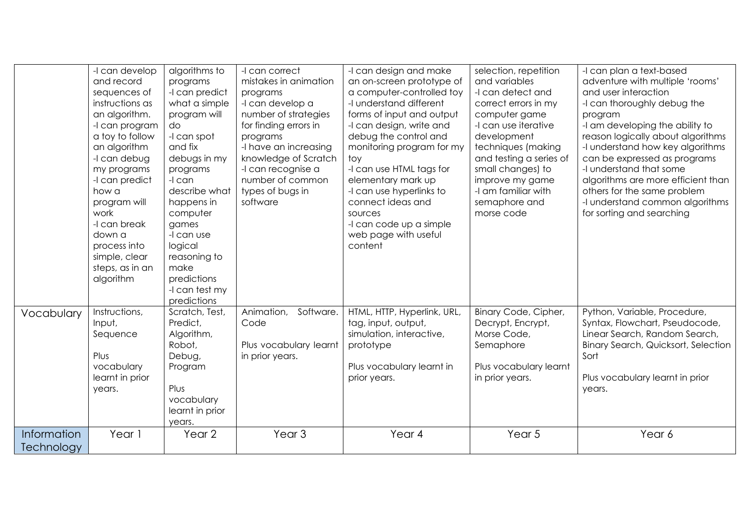| | | | | | | |
|---|---|---|---|---|---|---|
| | -I can develop and record sequences of instructions as an algorithm.<br>-I can program a toy to follow an algorithm<br>-I can debug my programs<br>-I can predict how a program will work<br>-I can break down a process into simple, clear steps, as in an algorithm | algorithms to programs<br>-I can predict what a simple program will do<br>-I can spot and fix debugs in my programs<br>-I can describe what happens in computer games<br>-I can use logical reasoning to make predictions<br>-I can test my predictions | -I can correct mistakes in animation programs<br>-I can develop a number of strategies for finding errors in programs<br>-I have an increasing knowledge of Scratch<br>-I can recognise a number of common types of bugs in software | -I can design and make an on-screen prototype of a computer-controlled toy<br>-I understand different forms of input and output<br>-I can design, write and debug the control and monitoring program for my toy<br>-I can use HTML tags for elementary mark up<br>-I can use hyperlinks to connect ideas and sources<br>-I can code up a simple web page with useful content | selection, repetition and variables<br>-I can detect and correct errors in my computer game<br>-I can use iterative development techniques (making and testing a series of small changes) to improve my game<br>-I am familiar with semaphore and morse code | -I can plan a text-based adventure with multiple 'rooms' and user interaction<br>-I can thoroughly debug the program<br>-I am developing the ability to reason logically about algorithms<br>-I understand how key algorithms can be expressed as programs<br>-I understand that some algorithms are more efficient than others for the same problem<br>-I understand common algorithms for sorting and searching |
| Vocabulary | Instructions, Input, Sequence<br><br>Plus vocabulary learnt in prior years. | Scratch, Test, Predict, Algorithm, Robot, Debug, Program<br><br>Plus vocabulary learnt in prior years. | Animation, Software. Code<br><br>Plus vocabulary learnt in prior years. | HTML, HTTP, Hyperlink, URL, tag, input, output, simulation, interactive, prototype<br><br>Plus vocabulary learnt in prior years. | Binary Code, Cipher, Decrypt, Encrypt, Morse Code, Semaphore<br><br>Plus vocabulary learnt in prior years. | Python, Variable, Procedure, Syntax, Flowchart, Pseudocode, Linear Search, Random Search, Binary Search, Quicksort, Selection Sort<br><br>Plus vocabulary learnt in prior years. |
| Information Technology | Year 1 | Year 2 | Year 3 | Year 4 | Year 5 | Year 6 |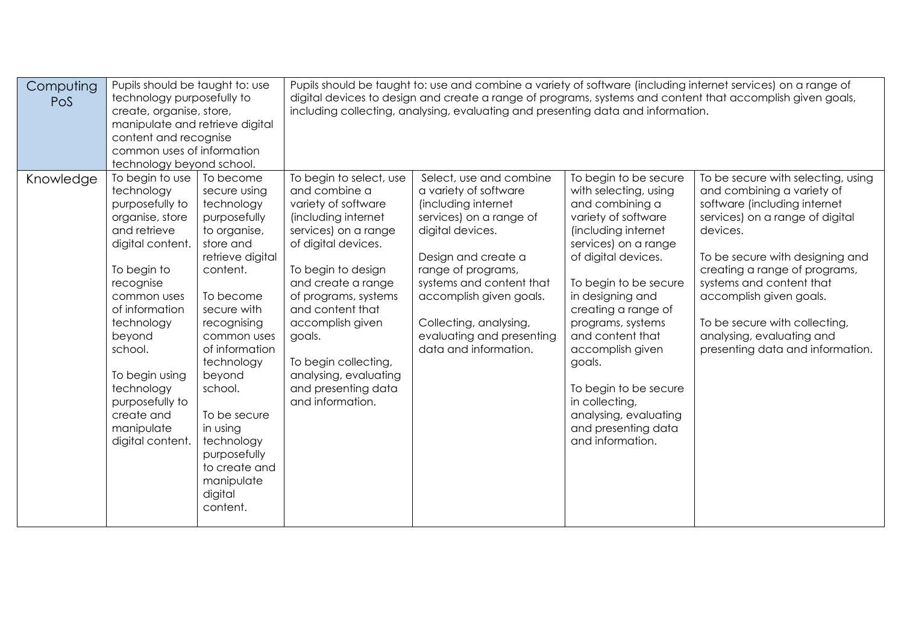| Computing PoS | Pupils should be taught to: use technology purposefully to create, organise, store, manipulate and retrieve digital content and recognise common uses of information technology beyond school. | | Pupils should be taught to: use and combine a variety of software (including internet services) on a range of digital devices to design and create a range of programs, systems and content that accomplish given goals, including collecting, analysing, evaluating and presenting data and information. | | | |
|---|---|---|---|---|---|---|
| Knowledge | To begin to use technology purposefully to organise, store and retrieve digital content.<br><br>To begin to recognise common uses of information technology beyond school.<br><br>To begin using technology purposefully to create and manipulate digital content. | To become secure using technology purposefully to organise, store and retrieve digital content.<br><br>To become secure with recognising common uses of information technology beyond school.<br><br>To be secure in using technology purposefully to create and manipulate digital content. | To begin to select, use and combine a variety of software (including internet services) on a range of digital devices.<br><br>To begin to design and create a range of programs, systems and content that accomplish given goals.<br><br>To begin collecting, analysing, evaluating and presenting data and information. | Select, use and combine a variety of software (including internet services) on a range of digital devices.<br><br>Design and create a range of programs, systems and content that accomplish given goals.<br><br>Collecting, analysing, evaluating and presenting data and information. | To begin to be secure with selecting, using and combining a variety of software (including internet services) on a range of digital devices.<br><br>To begin to be secure in designing and creating a range of programs, systems and content that accomplish given goals.<br><br>To begin to be secure in collecting, analysing, evaluating and presenting data and information. | To be secure with selecting, using and combining a variety of software (including internet services) on a range of digital devices.<br><br>To be secure with designing and creating a range of programs, systems and content that accomplish given goals.<br><br>To be secure with collecting, analysing, evaluating and presenting data and information. |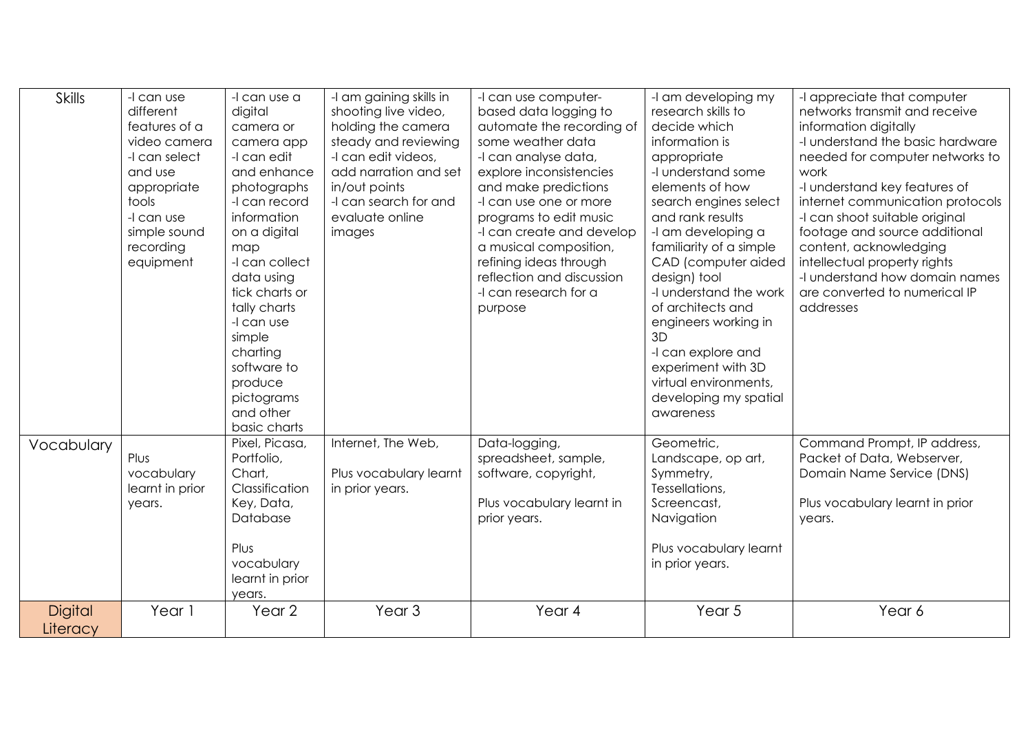| Skills | -I can use different features of a video camera<br>-I can select and use appropriate tools<br>-I can use simple sound recording equipment | -I can use a digital camera or camera app<br>-I can edit and enhance photographs<br>-I can record information on a digital map<br>-I can collect data using tick charts or tally charts<br>-I can use simple charting software to produce pictograms and other basic charts | -I am gaining skills in shooting live video, holding the camera steady and reviewing<br>-I can edit videos, add narration and set in/out points<br>-I can search for and evaluate online images | -I can use computer-based data logging to automate the recording of some weather data<br>-I can analyse data, explore inconsistencies and make predictions<br>-I can use one or more programs to edit music<br>-I can create and develop a musical composition, refining ideas through reflection and discussion<br>-I can research for a purpose | -I am developing my research skills to decide which information is appropriate<br>-I understand some elements of how search engines select and rank results<br>-I am developing a familiarity of a simple CAD (computer aided design) tool<br>-I understand the work of architects and engineers working in 3D<br>-I can explore and experiment with 3D virtual environments, developing my spatial awareness | -I appreciate that computer networks transmit and receive information digitally<br>-I understand the basic hardware needed for computer networks to work<br>-I understand key features of internet communication protocols<br>-I can shoot suitable original footage and source additional content, acknowledging intellectual property rights<br>-I understand how domain names are converted to numerical IP addresses |
|---|---|---|---|---|---|---|
| Vocabulary | Plus vocabulary learnt in prior years. | Pixel, Picasa, Portfolio, Chart, Classification Key, Data, Database<br><br>Plus vocabulary learnt in prior years. | Internet, The Web,<br><br>Plus vocabulary learnt in prior years. | Data-logging, spreadsheet, sample, software, copyright,<br><br>Plus vocabulary learnt in prior years. | Geometric, Landscape, op art, Symmetry, Tessellations, Screencast, Navigation<br><br>Plus vocabulary learnt in prior years. | Command Prompt, IP address, Packet of Data, Webserver, Domain Name Service (DNS)<br><br>Plus vocabulary learnt in prior years. |
| Digital Literacy | Year 1 | Year 2 | Year 3 | Year 4 | Year 5 | Year 6 |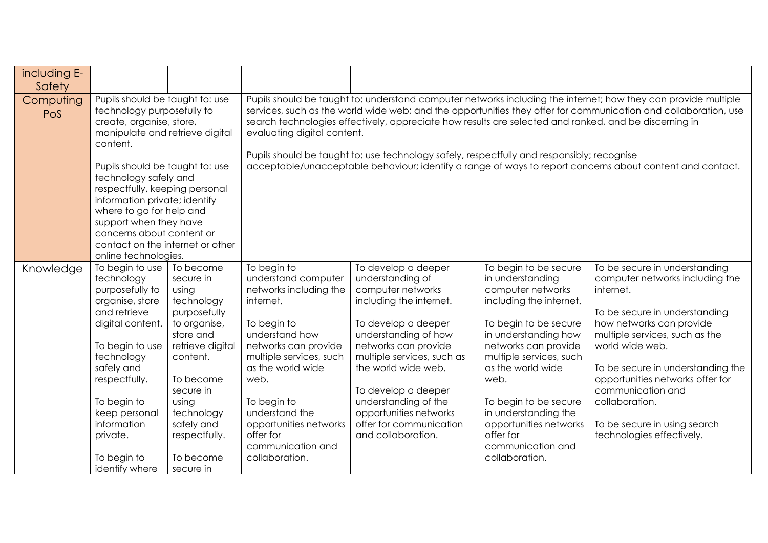| including E-Safety | | | | | | |
|---|---|---|---|---|---|---|
| Computing PoS | Pupils should be taught to: use technology purposefully to create, organise, store, manipulate and retrieve digital content.<br><br>Pupils should be taught to: use technology safely and respectfully, keeping personal information private; identify where to go for help and support when they have concerns about content or contact on the internet or other online technologies. | | Pupils should be taught to: understand computer networks including the internet; how they can provide multiple services, such as the world wide web; and the opportunities they offer for communication and collaboration, use search technologies effectively, appreciate how results are selected and ranked, and be discerning in evaluating digital content.<br><br>Pupils should be taught to: use technology safely, respectfully and responsibly; recognise acceptable/unacceptable behaviour; identify a range of ways to report concerns about content and contact. | | | |
| Knowledge | To begin to use technology purposefully to organise, store and retrieve digital content.<br><br>To begin to use technology safely and respectfully.<br><br>To begin to keep personal information private.<br><br>To begin to identify where | To become secure in using technology purposefully to organise, store and retrieve digital content.<br><br>To become secure in using technology safely and respectfully.<br><br>To become secure in | To begin to understand computer networks including the internet.<br><br>To begin to understand how networks can provide multiple services, such as the world wide web.<br><br>To begin to understand the opportunities networks offer for communication and collaboration. | To develop a deeper understanding of computer networks including the internet.<br><br>To develop a deeper understanding of how networks can provide multiple services, such as the world wide web.<br><br>To develop a deeper understanding of the opportunities networks offer for communication and collaboration. | To begin to be secure in understanding computer networks including the internet.<br><br>To begin to be secure in understanding how networks can provide multiple services, such as the world wide web.<br><br>To begin to be secure in understanding the opportunities networks offer for communication and collaboration. | To be secure in understanding computer networks including the internet.<br><br>To be secure in understanding how networks can provide multiple services, such as the world wide web.<br><br>To be secure in understanding the opportunities networks offer for communication and collaboration.<br><br>To be secure in using search technologies effectively. |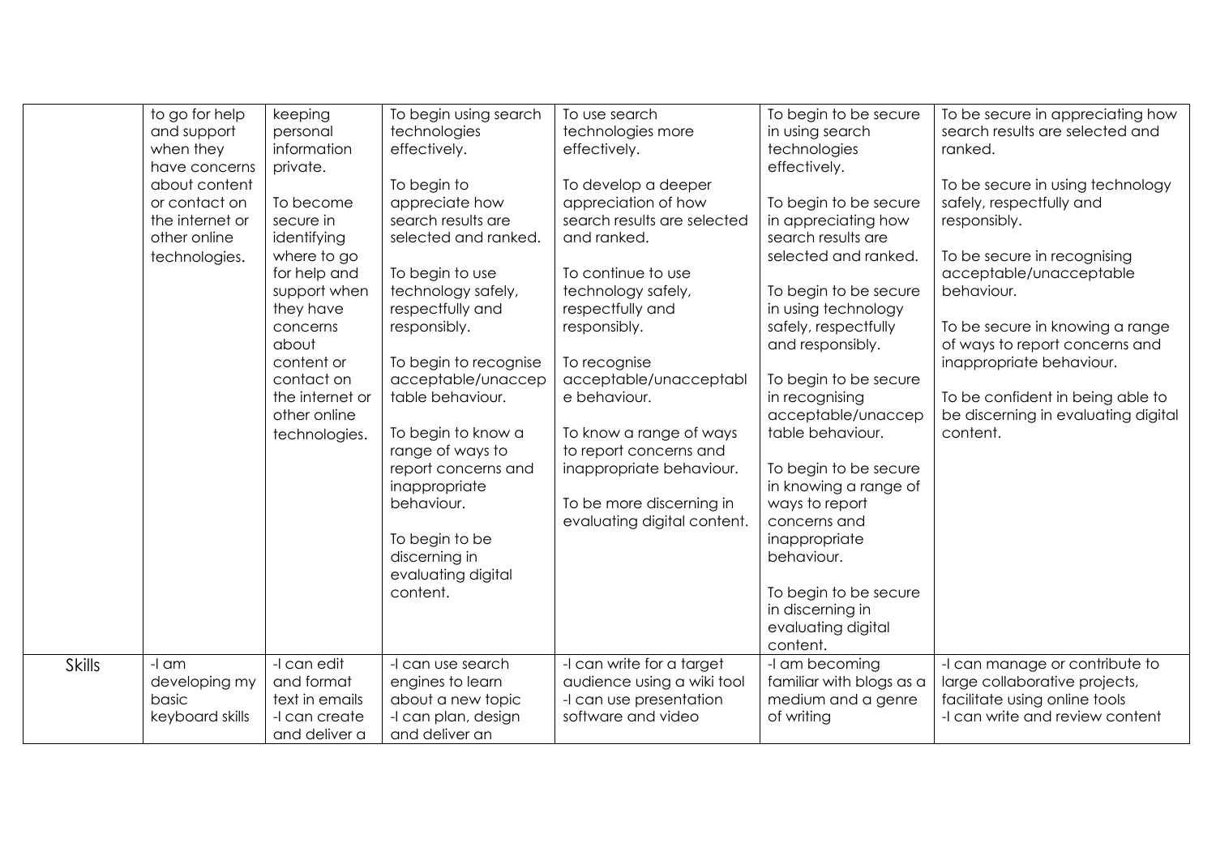| | | | | | | |
|---|---|---|---|---|---|---|
| | to go for help and support when they have concerns about content or contact on the internet or other online technologies. | keeping personal information private.<br><br>To become secure in identifying where to go for help and support when they have concerns about content or contact on the internet or other online technologies. | To begin using search technologies effectively.<br><br>To begin to appreciate how search results are selected and ranked.<br><br>To begin to use technology safely, respectfully and responsibly.<br><br>To begin to recognise acceptable/unacceptable behaviour.<br><br>To begin to know a range of ways to report concerns and inappropriate behaviour.<br><br>To begin to be discerning in evaluating digital content. | To use search technologies more effectively.<br><br>To develop a deeper appreciation of how search results are selected and ranked.<br><br>To continue to use technology safely, respectfully and responsibly.<br><br>To recognise acceptable/unacceptable behaviour.<br><br>To know a range of ways to report concerns and inappropriate behaviour.<br><br>To be more discerning in evaluating digital content. | To begin to be secure in using search technologies effectively.<br><br>To begin to be secure in appreciating how search results are selected and ranked.<br><br>To begin to be secure in using technology safely, respectfully and responsibly.<br><br>To begin to be secure in recognising acceptable/unacceptable behaviour.<br><br>To begin to be secure in knowing a range of ways to report concerns and inappropriate behaviour.<br><br>To begin to be secure in discerning in evaluating digital content. | To be secure in appreciating how search results are selected and ranked.<br><br>To be secure in using technology safely, respectfully and responsibly.<br><br>To be secure in recognising acceptable/unacceptable behaviour.<br><br>To be secure in knowing a range of ways to report concerns and inappropriate behaviour.<br><br>To be confident in being able to be discerning in evaluating digital content. |
| Skills | -I am developing my basic keyboard skills | -I can edit and format text in emails<br>-I can create and deliver a | -I can use search engines to learn about a new topic<br>-I can plan, design and deliver an | -I can write for a target audience using a wiki tool<br>-I can use presentation software and video | -I am becoming familiar with blogs as a medium and a genre of writing | -I can manage or contribute to large collaborative projects, facilitate using online tools<br>-I can write and review content |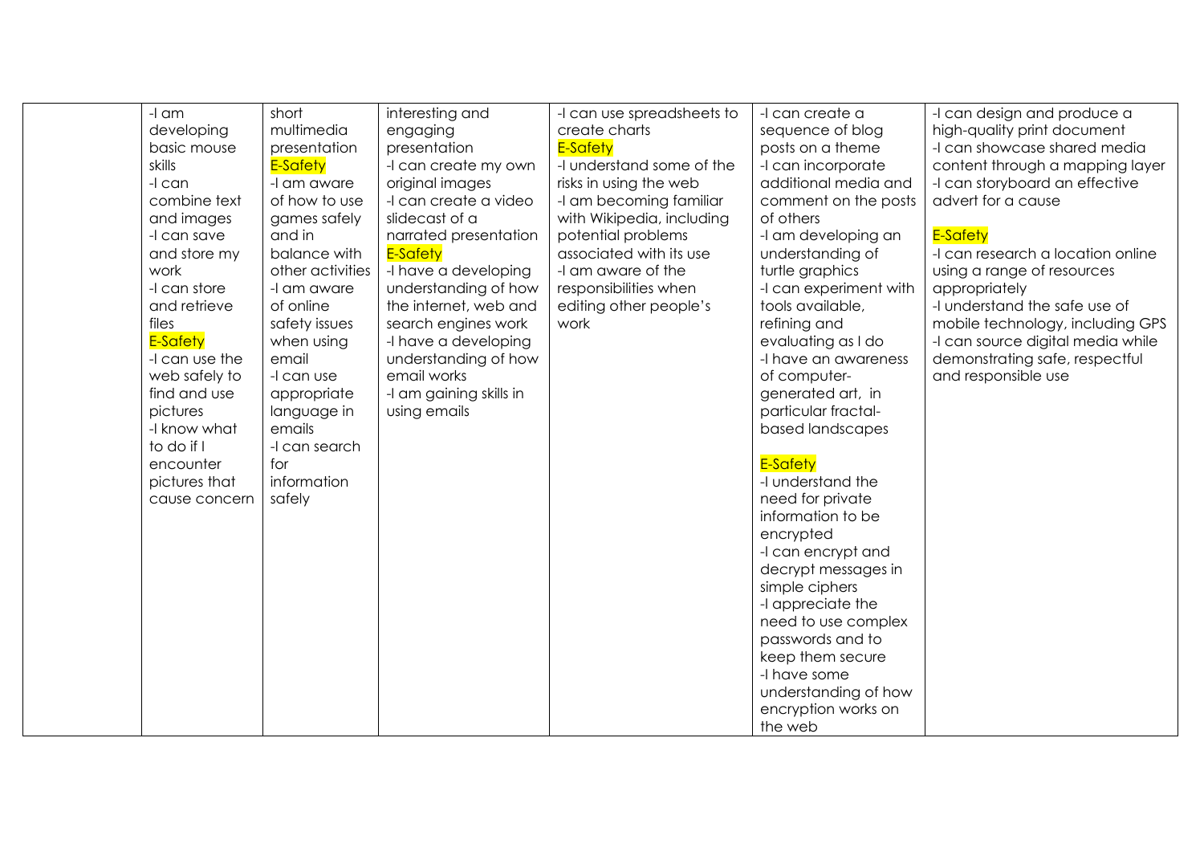| | | | | | | |
|---|---|---|---|---|---|---|
| | -I am developing basic mouse skills<br>-I can combine text and images<br>-I can save and store my work<br>-I can store and retrieve files<br>E-Safety<br>-I can use the web safely to find and use pictures<br>-I know what to do if I encounter pictures that cause concern | short multimedia presentation<br>E-Safety<br>-I am aware of how to use games safely and in balance with other activities<br>-I am aware of online safety issues when using email<br>-I can use appropriate language in emails<br>-I can search for information safely | interesting and engaging presentation<br>-I can create my own original images<br>-I can create a video slidecast of a narrated presentation<br>E-Safety<br>-I have a developing understanding of how the internet, web and search engines work<br>-I have a developing understanding of how email works<br>-I am gaining skills in using emails | -I can use spreadsheets to create charts<br>E-Safety<br>-I understand some of the risks in using the web<br>-I am becoming familiar with Wikipedia, including potential problems associated with its use<br>-I am aware of the responsibilities when editing other people's work | -I can create a sequence of blog posts on a theme<br>-I can incorporate additional media and comment on the posts of others<br>-I am developing an understanding of turtle graphics<br>-I can experiment with tools available, refining and evaluating as I do<br>-I have an awareness of computer-generated art, in particular fractal-based landscapes<br><br>E-Safety<br>-I understand the need for private information to be encrypted<br>-I can encrypt and decrypt messages in simple ciphers<br>-I appreciate the need to use complex passwords and to keep them secure<br>-I have some understanding of how encryption works on the web | -I can design and produce a high-quality print document<br>-I can showcase shared media content through a mapping layer<br>-I can storyboard an effective advert for a cause<br><br>E-Safety<br>-I can research a location online using a range of resources appropriately<br>-I understand the safe use of mobile technology, including GPS<br>-I can source digital media while demonstrating safe, respectful and responsible use |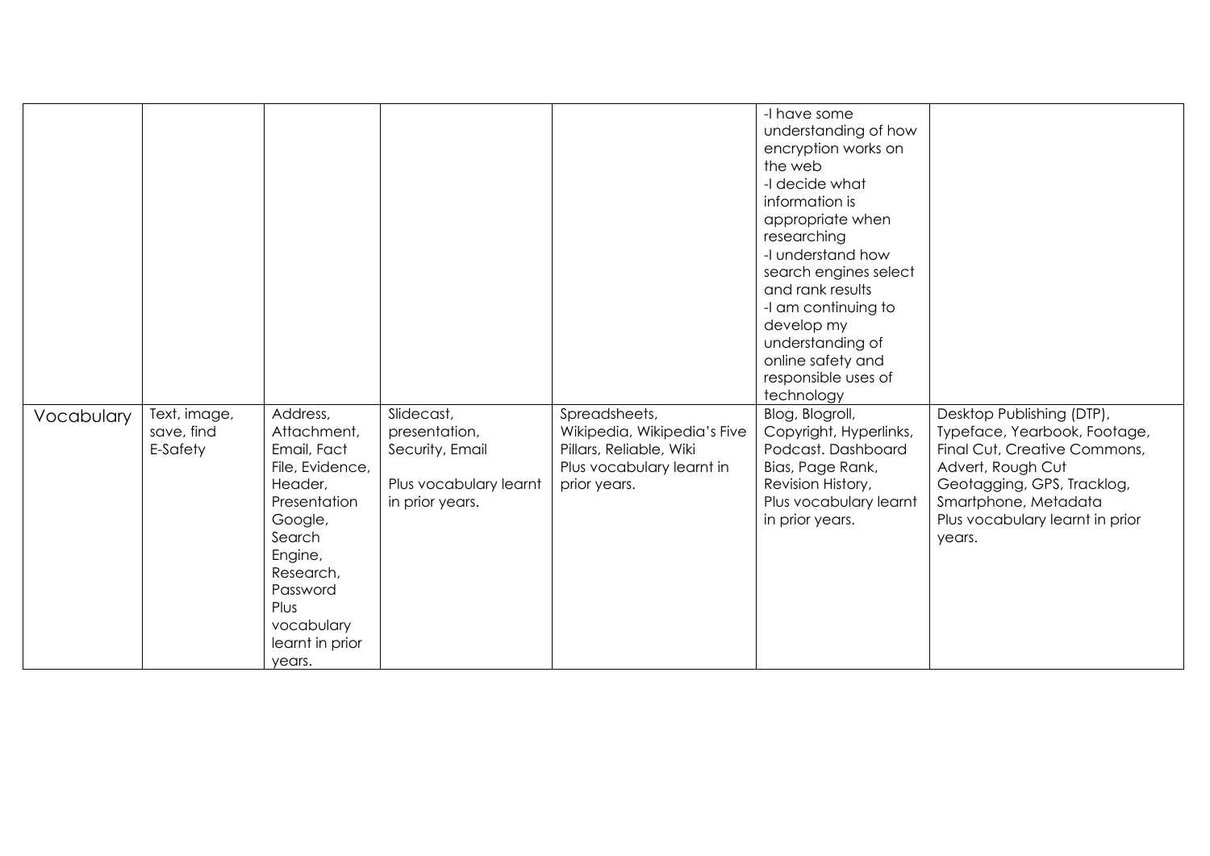| | | | | | | |
|---|---|---|---|---|---|---|
| | | | | | -I have some understanding of how encryption works on the web<br>-I decide what information is appropriate when researching<br>-I understand how search engines select and rank results<br>-I am continuing to develop my understanding of online safety and responsible uses of technology | |
| Vocabulary | Text, image, save, find E-Safety | Address, Attachment, Email, Fact File, Evidence, Header, Presentation Google, Search Engine, Research, Password Plus vocabulary learnt in prior years. | Slidecast, presentation, Security, Email<br><br>Plus vocabulary learnt in prior years. | Spreadsheets, Wikipedia, Wikipedia's Five Pillars, Reliable, Wiki Plus vocabulary learnt in prior years. | Blog, Blogroll, Copyright, Hyperlinks, Podcast. Dashboard Bias, Page Rank, Revision History, Plus vocabulary learnt in prior years. | Desktop Publishing (DTP), Typeface, Yearbook, Footage, Final Cut, Creative Commons, Advert, Rough Cut Geotagging, GPS, Tracklog, Smartphone, Metadata Plus vocabulary learnt in prior years. |